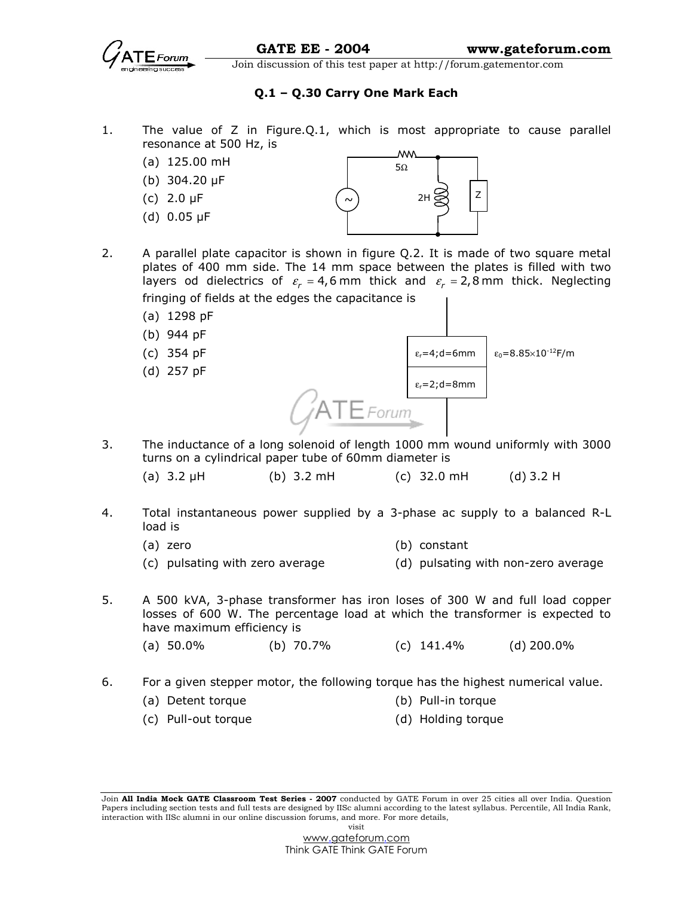**Q.1 – Q.30 Carry One Mark Each**

1. The value of Z in Figure.Q.1, which is most appropriate to cause parallel resonance at 500 Hz, is

   (a) 125.00 mH
   (b) 304.20 μF
   (c) 2.0 μF
   (d) 0.05 μF

   5Ω

   2H

   Z

2. A parallel plate capacitor is shown in figure Q.2. It is made of two square metal plates of 400 mm side. The 14 mm space between the plates is filled with two layers od dielectrics of $\varepsilon_r = 4, 6$ mm thick and $\varepsilon_r = 2, 8$ mm thick. Neglecting fringing of fields at the edges the capacitance is

   (a) 1298 pF
   (b) 944 pF
   (c) 354 pF
   (d) 257 pF

   $\varepsilon_r$=4;d=6mm

   $\varepsilon_r$=2;d=8mm

   $\varepsilon_0 = 8.85\times10^{-12}$F/m

3. The inductance of a long solenoid of length 1000 mm wound uniformly with 3000 turns on a cylindrical paper tube of 60mm diameter is

   (a) 3.2 μH (b) 3.2 mH (c) 32.0 mH (d) 3.2 H

4. Total instantaneous power supplied by a 3-phase ac supply to a balanced R-L load is

   (a) zero
   (b) constant
   (c) pulsating with zero average
   (d) pulsating with non-zero average

5. A 500 kVA, 3-phase transformer has iron loses of 300 W and full load copper losses of 600 W. The percentage load at which the transformer is expected to have maximum efficiency is

   (a) 50.0% (b) 70.7% (c) 141.4% (d) 200.0%

6. For a given stepper motor, the following torque has the highest numerical value.

   (a) Detent torque
   (b) Pull-in torque
   (c) Pull-out torque
   (d) Holding torque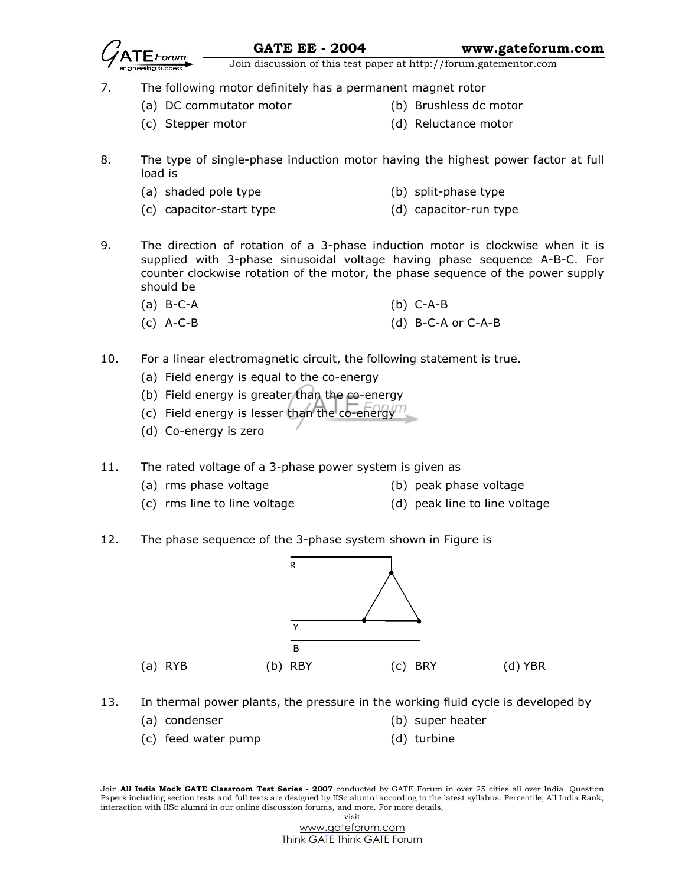7. The following motor definitely has a permanent magnet rotor
   - (a) DC commutator motor
   - (b) Brushless dc motor
   - (c) Stepper motor
   - (d) Reluctance motor

8. The type of single-phase induction motor having the highest power factor at full load is
   - (a) shaded pole type
   - (b) split-phase type
   - (c) capacitor-start type
   - (d) capacitor-run type

9. The direction of rotation of a 3-phase induction motor is clockwise when it is supplied with 3-phase sinusoidal voltage having phase sequence A-B-C. For counter clockwise rotation of the motor, the phase sequence of the power supply should be
   - (a) B-C-A
   - (b) C-A-B
   - (c) A-C-B
   - (d) B-C-A or C-A-B

10. For a linear electromagnetic circuit, the following statement is true.
    - (a) Field energy is equal to the co-energy
    - (b) Field energy is greater than the co-energy
    - (c) Field energy is lesser than the co-energy
    - (d) Co-energy is zero

11. The rated voltage of a 3-phase power system is given as
    - (a) rms phase voltage
    - (b) peak phase voltage
    - (c) rms line to line voltage
    - (d) peak line to line voltage

12. The phase sequence of the 3-phase system shown in Figure is

    R

    Y

    B

    - (a) RYB
    - (b) RBY
    - (c) BRY
    - (d) YBR

13. In thermal power plants, the pressure in the working fluid cycle is developed by
    - (a) condenser
    - (b) super heater
    - (c) feed water pump
    - (d) turbine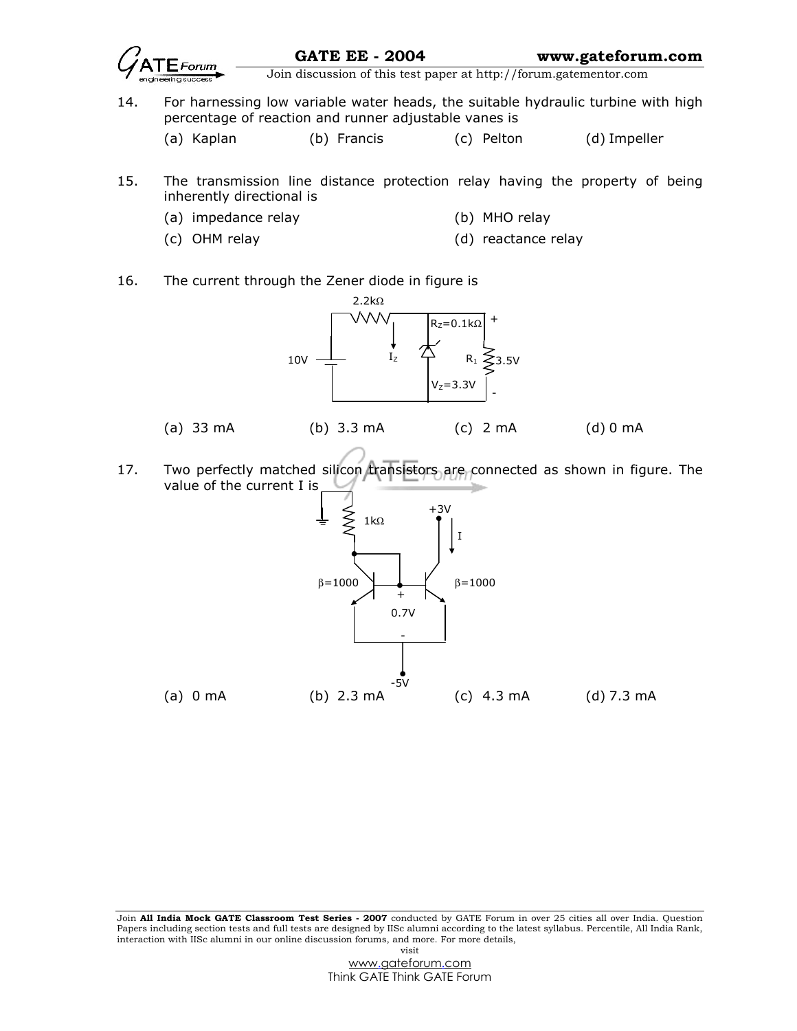14. For harnessing low variable water heads, the suitable hydraulic turbine with high percentage of reaction and runner adjustable vanes is

    (a) Kaplan (b) Francis (c) Pelton (d) Impeller

15. The transmission line distance protection relay having the property of being inherently directional is

    (a) impedance relay
    (b) MHO relay
    (c) OHM relay
    (d) reactance relay

16. The current through the Zener diode in figure is

    2.2kΩ, 10V, $I_Z$, $R_Z$=0.1kΩ, $V_Z$=3.3V, $R_1$, 3.5V

    (a) 33 mA (b) 3.3 mA (c) 2 mA (d) 0 mA

17. Two perfectly matched silicon transistors are connected as shown in figure. The value of the current I is

    1kΩ, +3V, I, β=1000, β=1000, 0.7V, -5V

    (a) 0 mA (b) 2.3 mA (c) 4.3 mA (d) 7.3 mA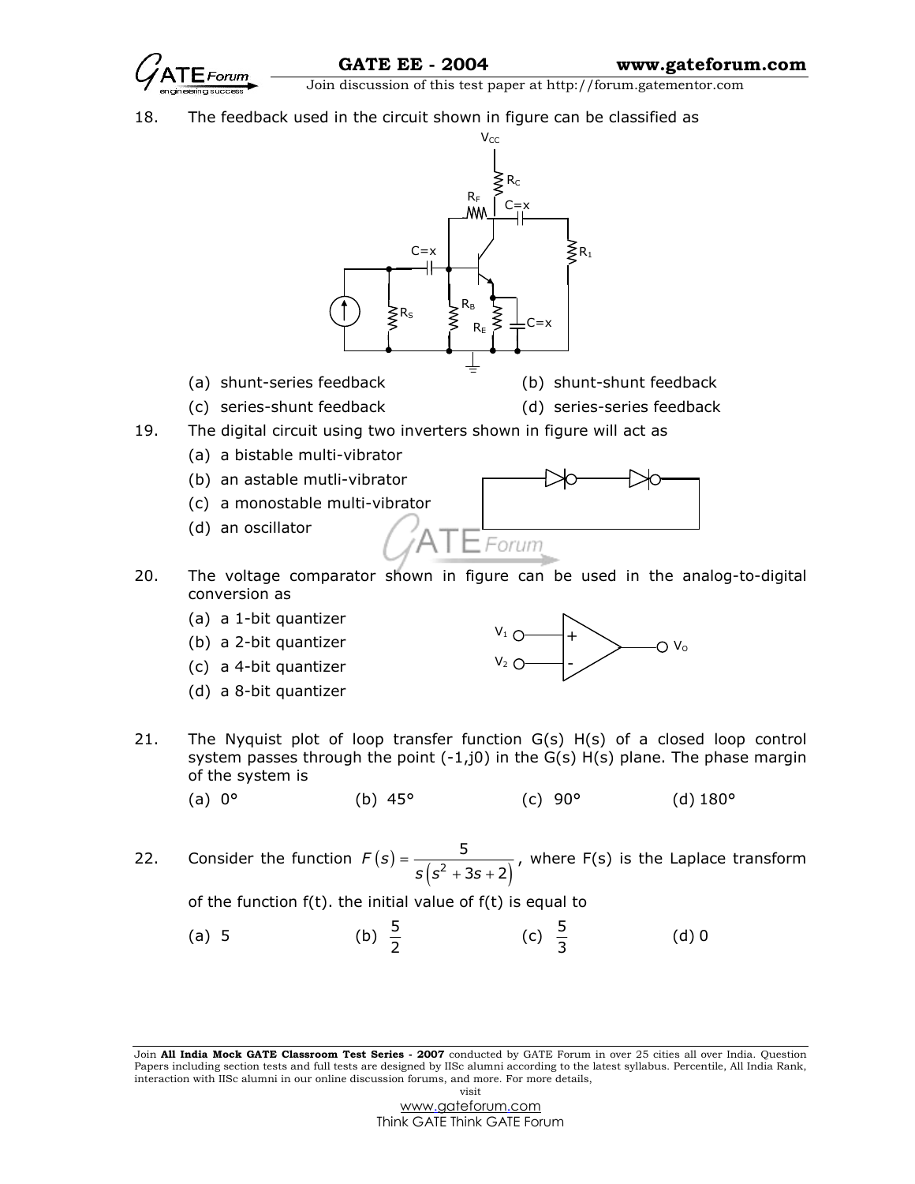18. The feedback used in the circuit shown in figure can be classified as

   (a) shunt-series feedback
   (b) shunt-shunt feedback
   (c) series-shunt feedback
   (d) series-series feedback

19. The digital circuit using two inverters shown in figure will act as

   (a) a bistable multi-vibrator
   (b) an astable mutli-vibrator
   (c) a monostable multi-vibrator
   (d) an oscillator

20. The voltage comparator shown in figure can be used in the analog-to-digital conversion as

   (a) a 1-bit quantizer
   (b) a 2-bit quantizer
   (c) a 4-bit quantizer
   (d) a 8-bit quantizer

21. The Nyquist plot of loop transfer function G(s) H(s) of a closed loop control system passes through the point (-1,j0) in the G(s) H(s) plane. The phase margin of the system is

   (a) 0° (b) 45° (c) 90° (d) 180°

22. Consider the function $F(s) = \frac{5}{s(s^2 + 3s + 2)}$, where F(s) is the Laplace transform of the function f(t). the initial value of f(t) is equal to

   (a) 5 (b) $\frac{5}{2}$ (c) $\frac{5}{3}$ (d) 0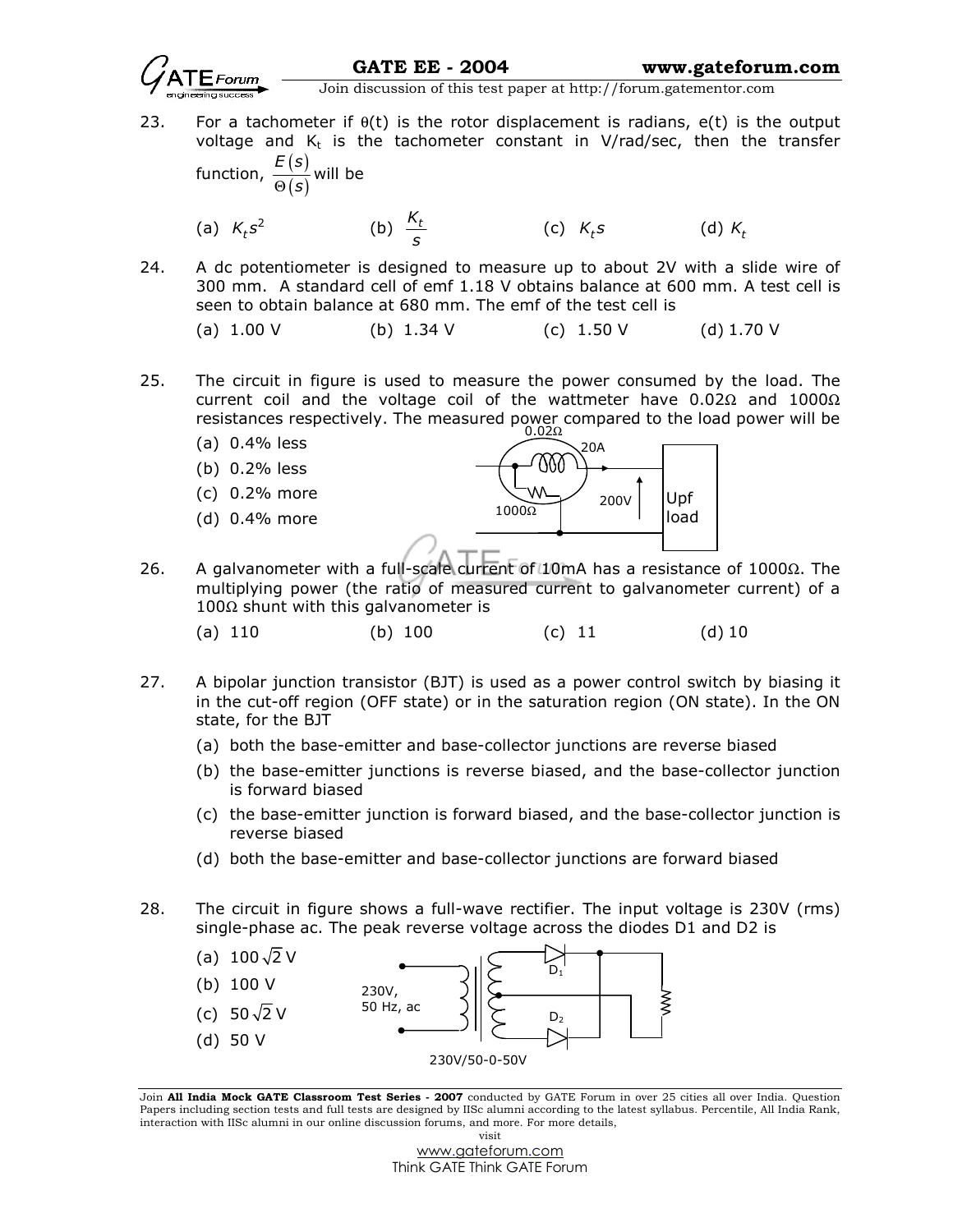23. For a tachometer if θ(t) is the rotor displacement is radians, e(t) is the output voltage and $K_t$ is the tachometer constant in V/rad/sec, then the transfer function, $\frac{E(s)}{\Theta(s)}$ will be

    (a) $K_t s^2$ (b) $\frac{K_t}{s}$ (c) $K_t s$ (d) $K_t$

24. A dc potentiometer is designed to measure up to about 2V with a slide wire of 300 mm. A standard cell of emf 1.18 V obtains balance at 600 mm. A test cell is seen to obtain balance at 680 mm. The emf of the test cell is

    (a) 1.00 V (b) 1.34 V (c) 1.50 V (d) 1.70 V

25. The circuit in figure is used to measure the power consumed by the load. The current coil and the voltage coil of the wattmeter have 0.02Ω and 1000Ω resistances respectively. The measured power compared to the load power will be

    (a) 0.4% less
    (b) 0.2% less
    (c) 0.2% more
    (d) 0.4% more

    0.02Ω, 20A, 200V, 1000Ω, Upf load

26. A galvanometer with a full-scale current of 10mA has a resistance of 1000Ω. The multiplying power (the ratio of measured current to galvanometer current) of a 100Ω shunt with this galvanometer is

    (a) 110 (b) 100 (c) 11 (d) 10

27. A bipolar junction transistor (BJT) is used as a power control switch by biasing it in the cut-off region (OFF state) or in the saturation region (ON state). In the ON state, for the BJT

    (a) both the base-emitter and base-collector junctions are reverse biased
    (b) the base-emitter junctions is reverse biased, and the base-collector junction is forward biased
    (c) the base-emitter junction is forward biased, and the base-collector junction is reverse biased
    (d) both the base-emitter and base-collector junctions are forward biased

28. The circuit in figure shows a full-wave rectifier. The input voltage is 230V (rms) single-phase ac. The peak reverse voltage across the diodes D1 and D2 is

    (a) $100\sqrt{2}$ V
    (b) 100 V
    (c) $50\sqrt{2}$ V
    (d) 50 V

    230V, 50 Hz, ac; $D_1$; $D_2$; 230V/50-0-50V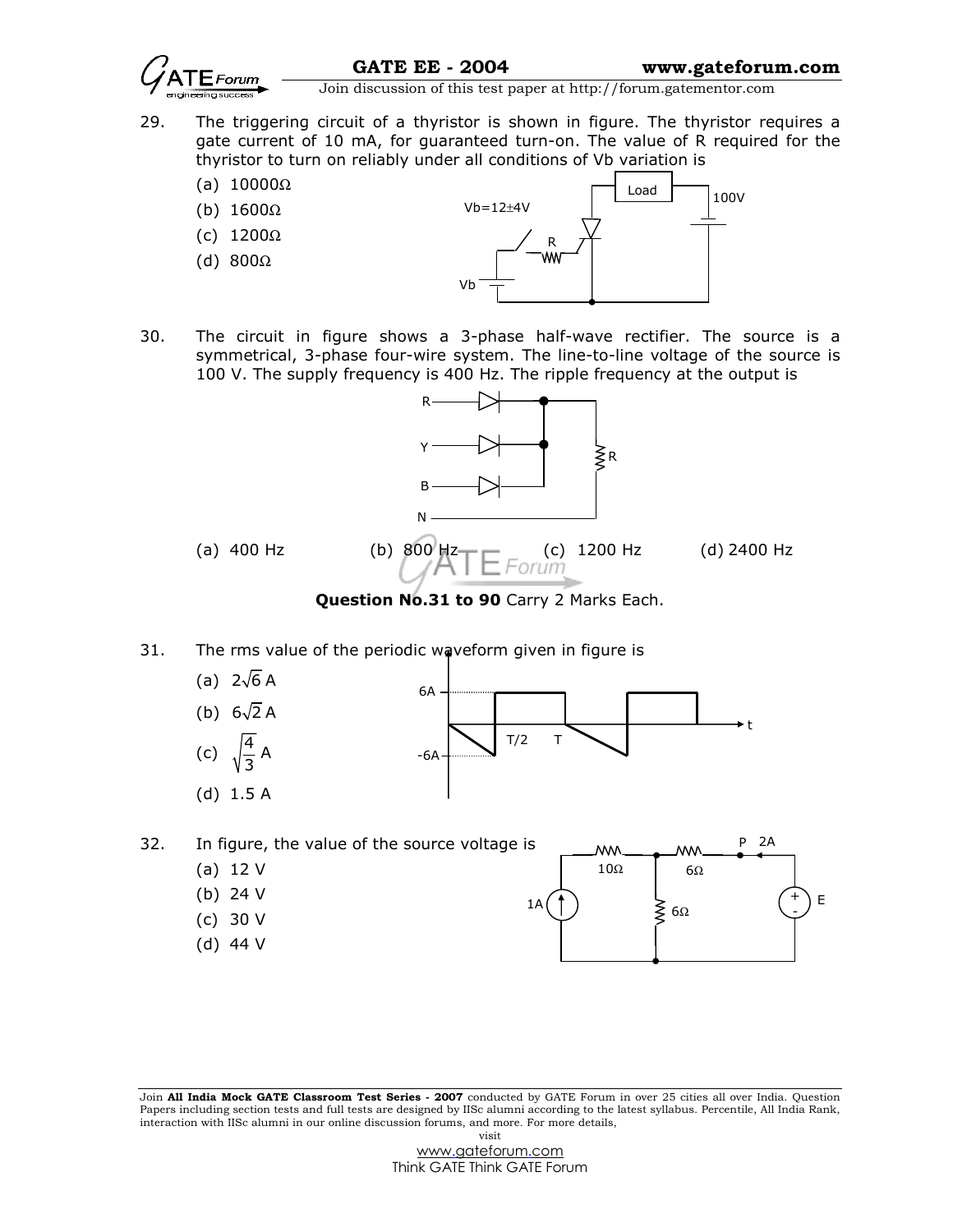29. The triggering circuit of a thyristor is shown in figure. The thyristor requires a gate current of 10 mA, for guaranteed turn-on. The value of R required for the thyristor to turn on reliably under all conditions of Vb variation is

(a) 10000Ω
(b) 1600Ω
(c) 1200Ω
(d) 800Ω

30. The circuit in figure shows a 3-phase half-wave rectifier. The source is a symmetrical, 3-phase four-wire system. The line-to-line voltage of the source is 100 V. The supply frequency is 400 Hz. The ripple frequency at the output is

(a) 400 Hz (b) 800 Hz (c) 1200 Hz (d) 2400 Hz

**Question No.31 to 90** Carry 2 Marks Each.

31. The rms value of the periodic waveform given in figure is

(a) $2\sqrt{6}$ A
(b) $6\sqrt{2}$ A
(c) $\sqrt{\frac{4}{3}}$ A
(d) 1.5 A

32. In figure, the value of the source voltage is

(a) 12 V
(b) 24 V
(c) 30 V
(d) 44 V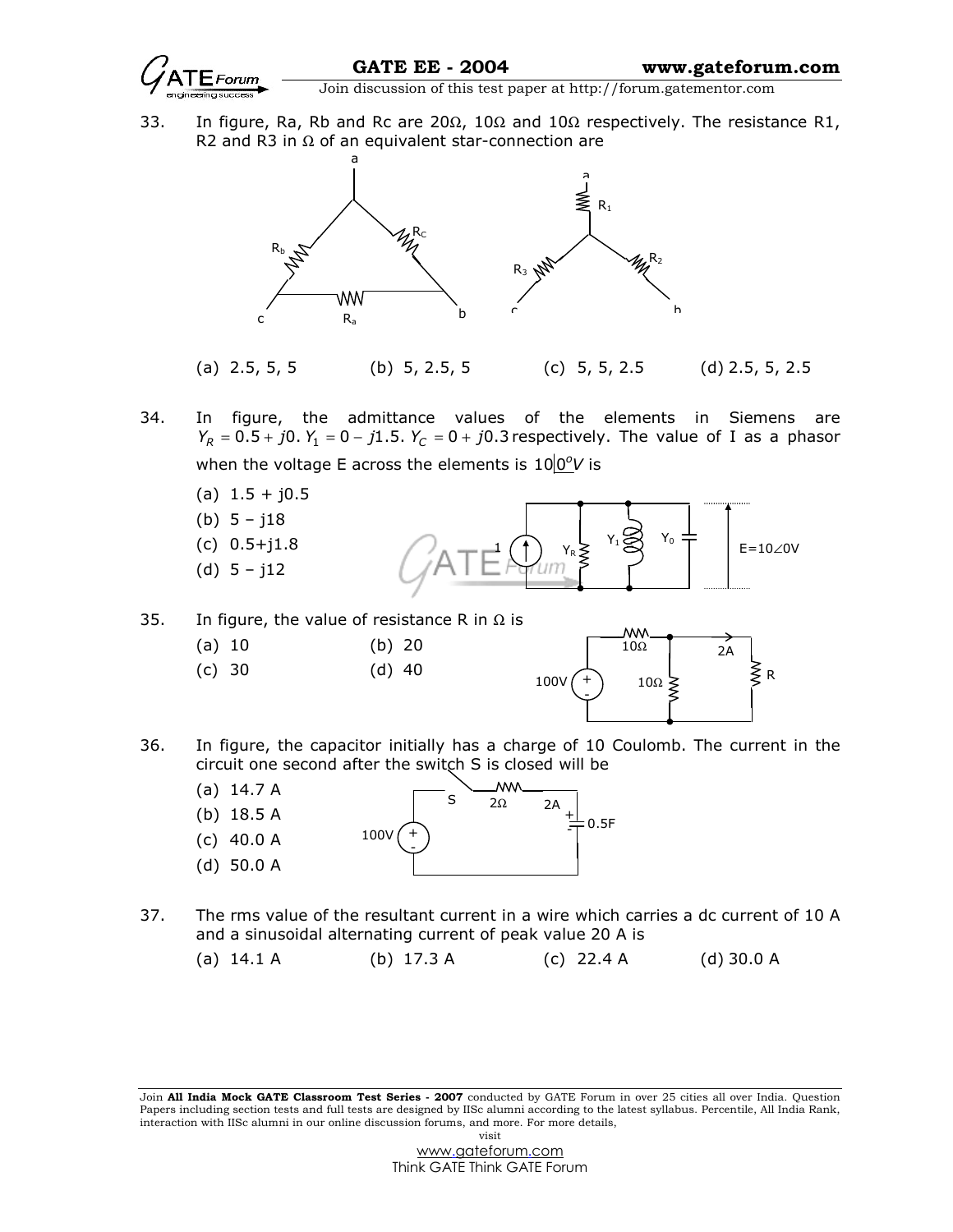33. In figure, Ra, Rb and Rc are 20Ω, 10Ω and 10Ω respectively. The resistance R1, R2 and R3 in Ω of an equivalent star-connection are

   (a) 2.5, 5, 5 (b) 5, 2.5, 5 (c) 5, 5, 2.5 (d) 2.5, 5, 2.5

34. In figure, the admittance values of the elements in Siemens are $Y_R = 0.5 + j0$. $Y_1 = 0 - j1.5$. $Y_C = 0 + j0.3$ respectively. The value of I as a phasor when the voltage E across the elements is $10\angle 0^o V$ is

   (a) 1.5 + j0.5
   (b) 5 – j18
   (c) 0.5+j1.8
   (d) 5 – j12

35. In figure, the value of resistance R in Ω is

   (a) 10 (b) 20
   (c) 30 (d) 40

36. In figure, the capacitor initially has a charge of 10 Coulomb. The current in the circuit one second after the switch S is closed will be

   (a) 14.7 A
   (b) 18.5 A
   (c) 40.0 A
   (d) 50.0 A

37. The rms value of the resultant current in a wire which carries a dc current of 10 A and a sinusoidal alternating current of peak value 20 A is

   (a) 14.1 A (b) 17.3 A (c) 22.4 A (d) 30.0 A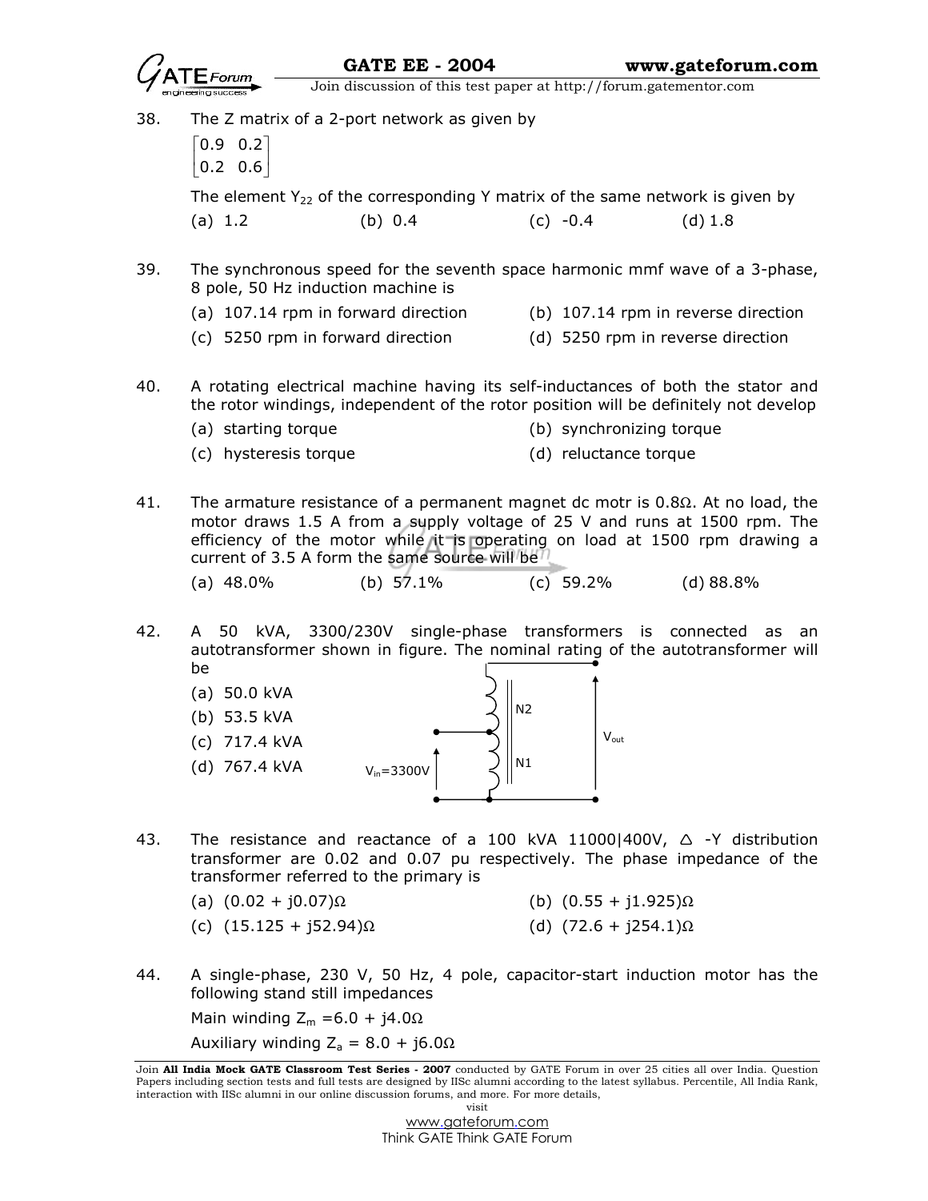38. The Z matrix of a 2-port network as given by

$$\begin{bmatrix} 0.9 & 0.2 \\ 0.2 & 0.6 \end{bmatrix}$$

The element $Y_{22}$ of the corresponding Y matrix of the same network is given by

(a) 1.2 (b) 0.4 (c) -0.4 (d) 1.8

39. The synchronous speed for the seventh space harmonic mmf wave of a 3-phase, 8 pole, 50 Hz induction machine is

(a) 107.14 rpm in forward direction
(b) 107.14 rpm in reverse direction
(c) 5250 rpm in forward direction
(d) 5250 rpm in reverse direction

40. A rotating electrical machine having its self-inductances of both the stator and the rotor windings, independent of the rotor position will be definitely not develop

(a) starting torque
(b) synchronizing torque
(c) hysteresis torque
(d) reluctance torque

41. The armature resistance of a permanent magnet dc motr is 0.8Ω. At no load, the motor draws 1.5 A from a supply voltage of 25 V and runs at 1500 rpm. The efficiency of the motor while it is operating on load at 1500 rpm drawing a current of 3.5 A form the same source will be

(a) 48.0% (b) 57.1% (c) 59.2% (d) 88.8%

42. A 50 kVA, 3300/230V single-phase transformers is connected as an autotransformer shown in figure. The nominal rating of the autotransformer will be

(a) 50.0 kVA
(b) 53.5 kVA
(c) 717.4 kVA
(d) 767.4 kVA

N2

N1

$V_{in}$=3300V

$V_{out}$

43. The resistance and reactance of a 100 kVA 11000|400V, △ -Y distribution transformer are 0.02 and 0.07 pu respectively. The phase impedance of the transformer referred to the primary is

(a) (0.02 + j0.07)Ω
(b) (0.55 + j1.925)Ω
(c) (15.125 + j52.94)Ω
(d) (72.6 + j254.1)Ω

44. A single-phase, 230 V, 50 Hz, 4 pole, capacitor-start induction motor has the following stand still impedances

Main winding $Z_m$ =6.0 + j4.0Ω

Auxiliary winding $Z_a$ = 8.0 + j6.0Ω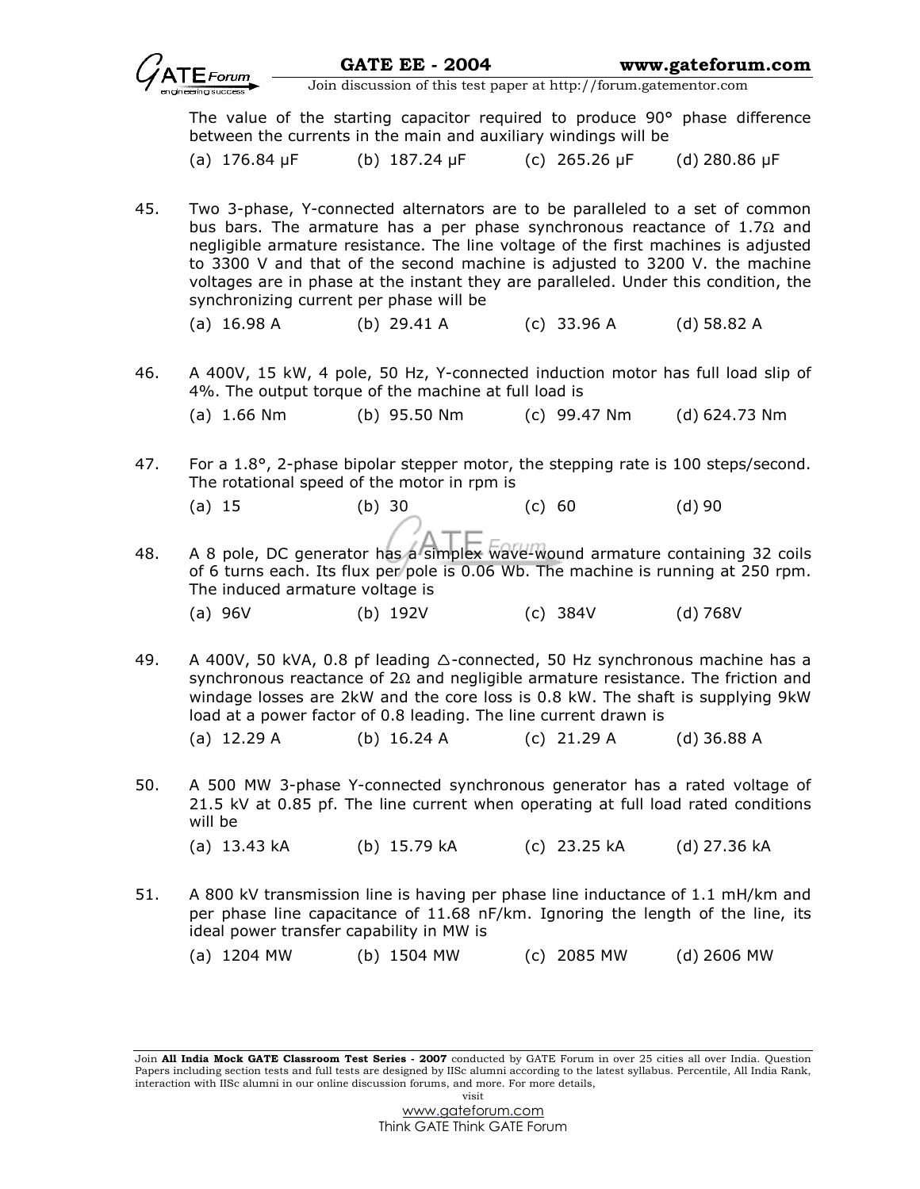The value of the starting capacitor required to produce 90° phase difference between the currents in the main and auxiliary windings will be

(a) 176.84 μF (b) 187.24 μF (c) 265.26 μF (d) 280.86 μF

45. Two 3-phase, Y-connected alternators are to be paralleled to a set of common bus bars. The armature has a per phase synchronous reactance of 1.7Ω and negligible armature resistance. The line voltage of the first machines is adjusted to 3300 V and that of the second machine is adjusted to 3200 V. the machine voltages are in phase at the instant they are paralleled. Under this condition, the synchronizing current per phase will be

(a) 16.98 A (b) 29.41 A (c) 33.96 A (d) 58.82 A

46. A 400V, 15 kW, 4 pole, 50 Hz, Y-connected induction motor has full load slip of 4%. The output torque of the machine at full load is

(a) 1.66 Nm (b) 95.50 Nm (c) 99.47 Nm (d) 624.73 Nm

47. For a 1.8°, 2-phase bipolar stepper motor, the stepping rate is 100 steps/second. The rotational speed of the motor in rpm is

(a) 15 (b) 30 (c) 60 (d) 90

48. A 8 pole, DC generator has a simplex wave-wound armature containing 32 coils of 6 turns each. Its flux per pole is 0.06 Wb. The machine is running at 250 rpm. The induced armature voltage is

(a) 96V (b) 192V (c) 384V (d) 768V

49. A 400V, 50 kVA, 0.8 pf leading △-connected, 50 Hz synchronous machine has a synchronous reactance of 2Ω and negligible armature resistance. The friction and windage losses are 2kW and the core loss is 0.8 kW. The shaft is supplying 9kW load at a power factor of 0.8 leading. The line current drawn is

(a) 12.29 A (b) 16.24 A (c) 21.29 A (d) 36.88 A

50. A 500 MW 3-phase Y-connected synchronous generator has a rated voltage of 21.5 kV at 0.85 pf. The line current when operating at full load rated conditions will be

(a) 13.43 kA (b) 15.79 kA (c) 23.25 kA (d) 27.36 kA

51. A 800 kV transmission line is having per phase line inductance of 1.1 mH/km and per phase line capacitance of 11.68 nF/km. Ignoring the length of the line, its ideal power transfer capability in MW is

(a) 1204 MW (b) 1504 MW (c) 2085 MW (d) 2606 MW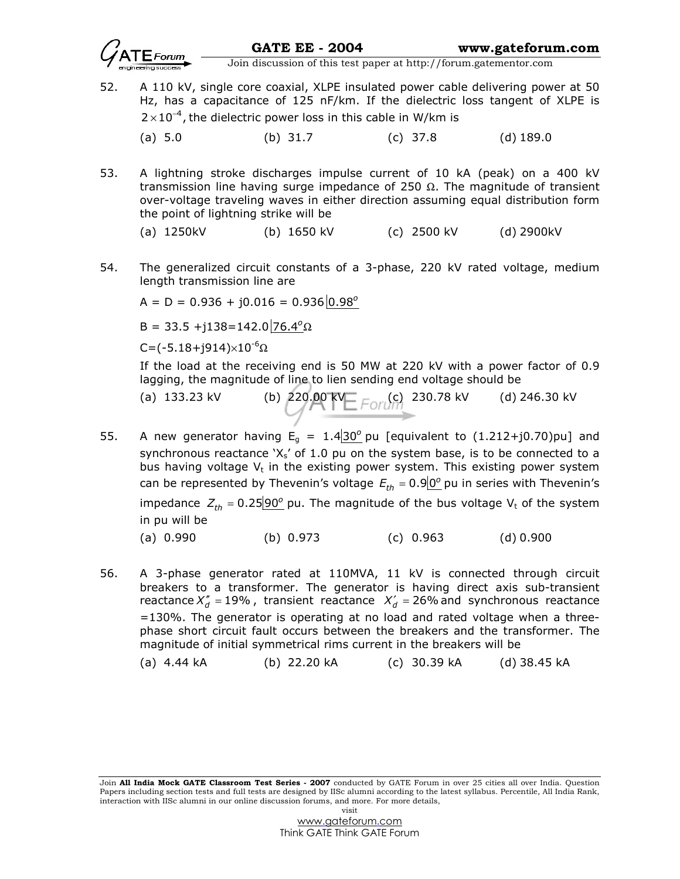52. A 110 kV, single core coaxial, XLPE insulated power cable delivering power at 50 Hz, has a capacitance of 125 nF/km. If the dielectric loss tangent of XLPE is $2 \times 10^{-4}$, the dielectric power loss in this cable in W/km is

    (a) 5.0 (b) 31.7 (c) 37.8 (d) 189.0

53. A lightning stroke discharges impulse current of 10 kA (peak) on a 400 kV transmission line having surge impedance of 250 Ω. The magnitude of transient over-voltage traveling waves in either direction assuming equal distribution form the point of lightning strike will be

    (a) 1250kV (b) 1650 kV (c) 2500 kV (d) 2900kV

54. The generalized circuit constants of a 3-phase, 220 kV rated voltage, medium length transmission line are

    $A = D = 0.936 + j0.016 = 0.936\angle 0.98^o$

    $B = 33.5 + j138 = 142.0\angle 76.4^o \Omega$

    $C = (-5.18 + j914) \times 10^{-6} \Omega$

    If the load at the receiving end is 50 MW at 220 kV with a power factor of 0.9 lagging, the magnitude of line to lien sending end voltage should be

    (a) 133.23 kV (b) 220.00 kV (c) 230.78 kV (d) 246.30 kV

55. A new generator having $E_g = 1.4\angle 30^o$ pu [equivalent to (1.212+j0.70)pu] and synchronous reactance '$X_s$' of 1.0 pu on the system base, is to be connected to a bus having voltage $V_t$ in the existing power system. This existing power system can be represented by Thevenin's voltage $E_{th} = 0.9\angle 0^o$ pu in series with Thevenin's impedance $Z_{th} = 0.25\angle 90^o$ pu. The magnitude of the bus voltage $V_t$ of the system in pu will be

    (a) 0.990 (b) 0.973 (c) 0.963 (d) 0.900

56. A 3-phase generator rated at 110MVA, 11 kV is connected through circuit breakers to a transformer. The generator is having direct axis sub-transient reactance $X''_d = 19\%$, transient reactance $X'_d = 26\%$ and synchronous reactance =130%. The generator is operating at no load and rated voltage when a three-phase short circuit fault occurs between the breakers and the transformer. The magnitude of initial symmetrical rims current in the breakers will be

    (a) 4.44 kA (b) 22.20 kA (c) 30.39 kA (d) 38.45 kA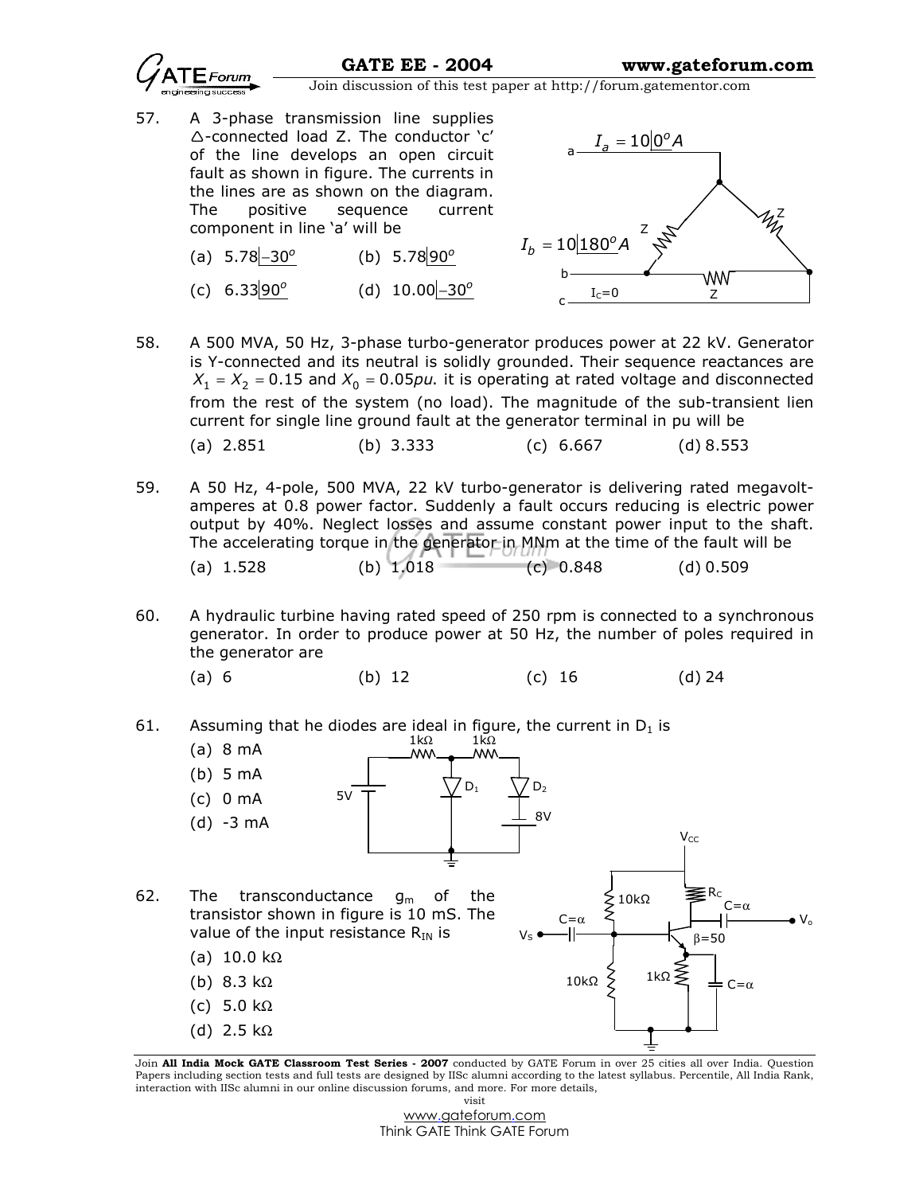57. A 3-phase transmission line supplies $\Delta$-connected load Z. The conductor 'c' of the line develops an open circuit fault as shown in figure. The currents in the lines are as shown on the diagram. The positive sequence current component in line 'a' will be

$I_a = 10\angle 0^o A$

$I_b = 10\angle 180^o A$

$I_C = 0$

(a) $5.78\angle -30^o$ (b) $5.78\angle 90^o$

(c) $6.33\angle 90^o$ (d) $10.00\angle -30^o$

58. A 500 MVA, 50 Hz, 3-phase turbo-generator produces power at 22 kV. Generator is Y-connected and its neutral is solidly grounded. Their sequence reactances are $X_1 = X_2 = 0.15$ and $X_0 = 0.05pu$. it is operating at rated voltage and disconnected from the rest of the system (no load). The magnitude of the sub-transient lien current for single line ground fault at the generator terminal in pu will be

(a) 2.851 (b) 3.333 (c) 6.667 (d) 8.553

59. A 50 Hz, 4-pole, 500 MVA, 22 kV turbo-generator is delivering rated megavolt-amperes at 0.8 power factor. Suddenly a fault occurs reducing is electric power output by 40%. Neglect losses and assume constant power input to the shaft. The accelerating torque in the generator in MNm at the time of the fault will be

(a) 1.528 (b) 1.018 (c) 0.848 (d) 0.509

60. A hydraulic turbine having rated speed of 250 rpm is connected to a synchronous generator. In order to produce power at 50 Hz, the number of poles required in the generator are

(a) 6 (b) 12 (c) 16 (d) 24

61. Assuming that he diodes are ideal in figure, the current in $D_1$ is

(a) 8 mA

(b) 5 mA

(c) 0 mA

(d) -3 mA

62. The transconductance $g_m$ of the transistor shown in figure is 10 mS. The value of the input resistance $R_{IN}$ is

(a) 10.0 kΩ

(b) 8.3 kΩ

(c) 5.0 kΩ

(d) 2.5 kΩ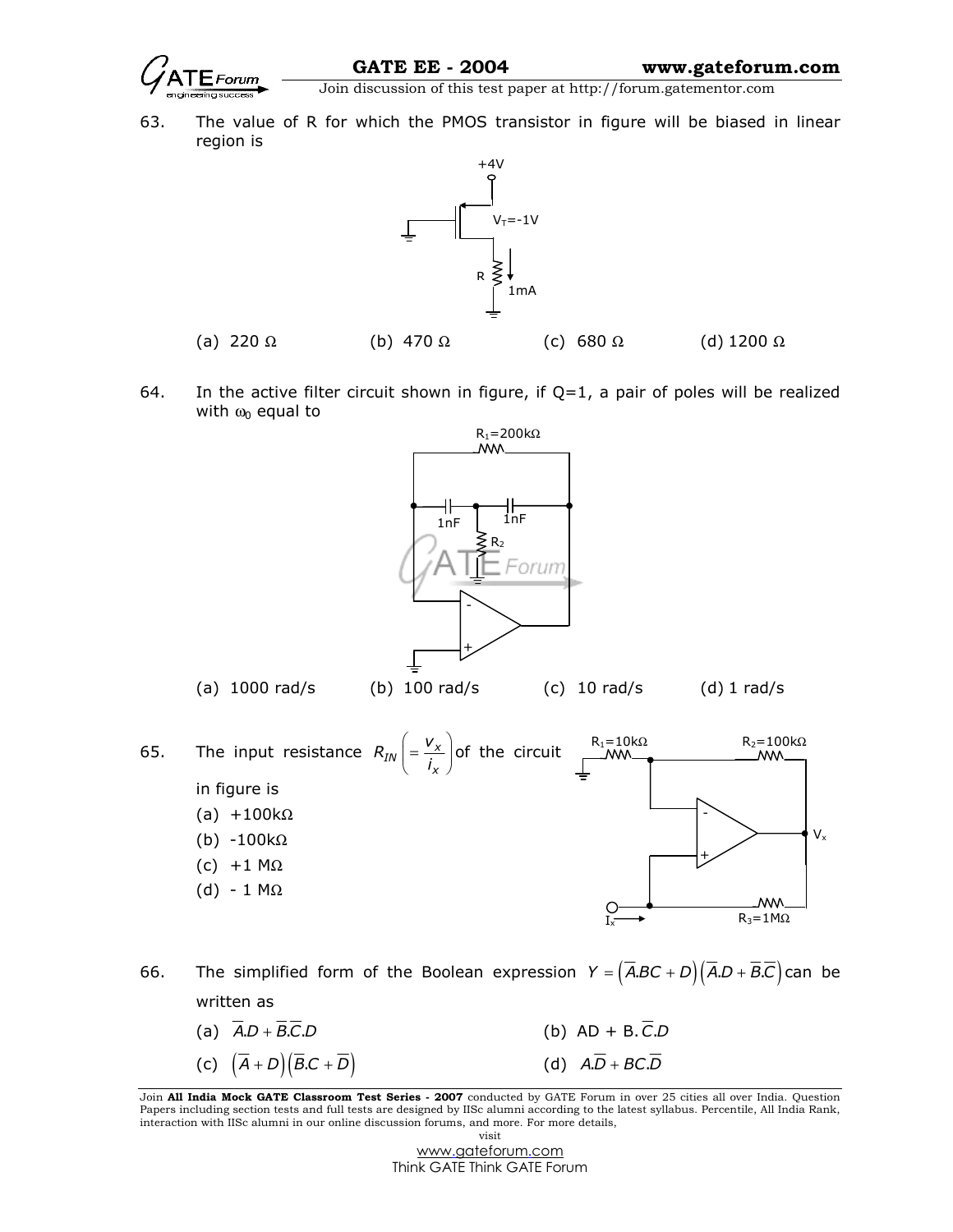63. The value of R for which the PMOS transistor in figure will be biased in linear region is

+4V

$V_T = -1V$

R

1mA

(a) 220 Ω (b) 470 Ω (c) 680 Ω (d) 1200 Ω

64. In the active filter circuit shown in figure, if Q=1, a pair of poles will be realized with $\omega_0$ equal to

$R_1 = 200k\Omega$

1nF 1nF

$R_2$

(a) 1000 rad/s (b) 100 rad/s (c) 10 rad/s (d) 1 rad/s

65. The input resistance $R_{IN}\left(=\frac{v_x}{i_x}\right)$ of the circuit in figure is

(a) +100kΩ

(b) -100kΩ

(c) +1 MΩ

(d) - 1 MΩ

$R_1 = 10k\Omega$ $R_2 = 100k\Omega$

$V_x$

$I_x$ $R_3 = 1M\Omega$

66. The simplified form of the Boolean expression $Y = \left(\overline{A}.BC + D\right)\left(\overline{A}.D + \overline{B}.\overline{C}\right)$ can be written as

(a) $\overline{A}.D + \overline{B}.\overline{C}.D$ (b) $AD + B.\overline{C}.D$

(c) $\left(\overline{A} + D\right)\left(\overline{B}.C + \overline{D}\right)$ (d) $A.\overline{D} + BC.\overline{D}$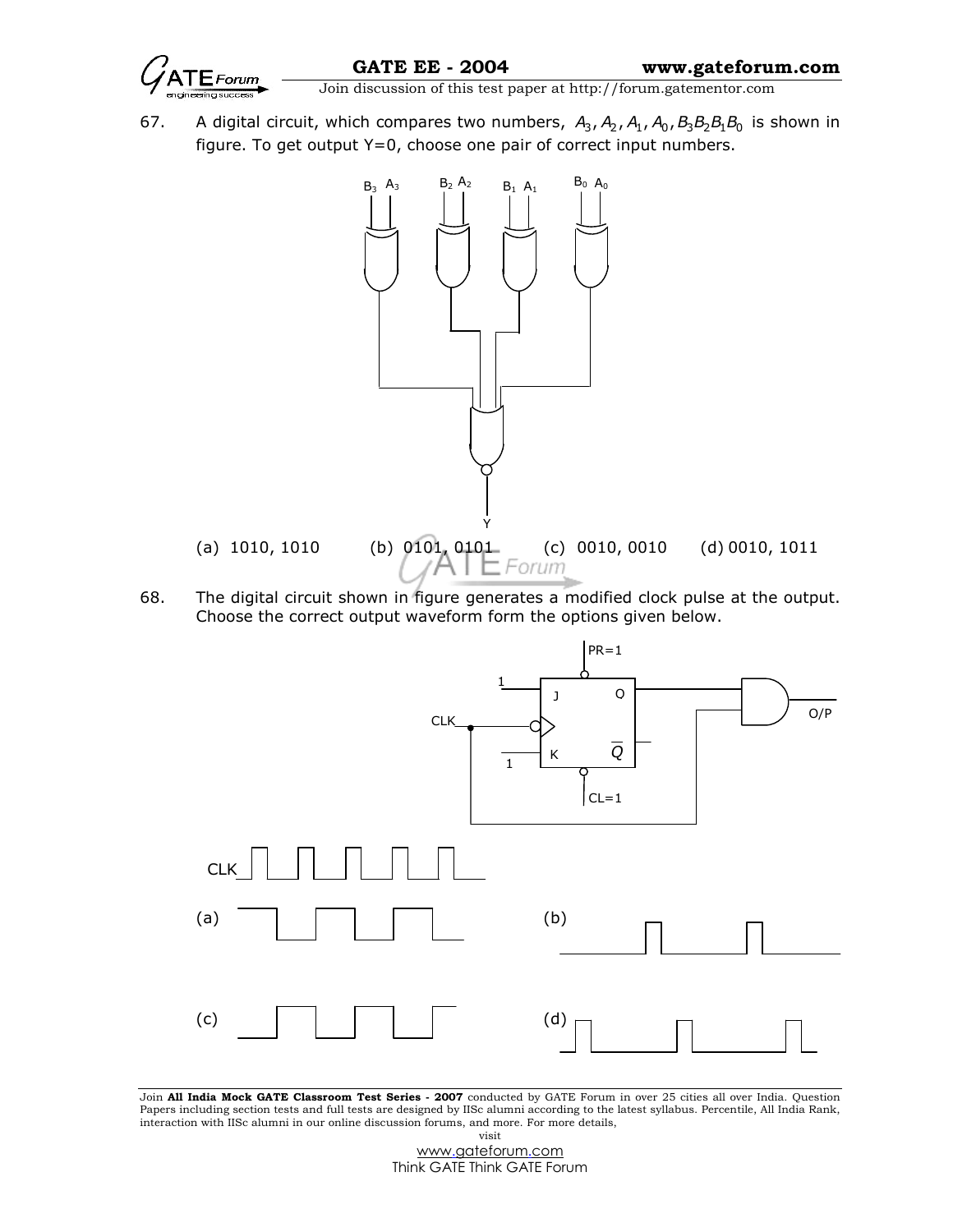67. A digital circuit, which compares two numbers, $A_3, A_2, A_1, A_0, B_3B_2B_1B_0$ is shown in figure. To get output Y=0, choose one pair of correct input numbers.

(a) 1010, 1010 (b) 0101, 0101 (c) 0010, 0010 (d) 0010, 1011

68. The digital circuit shown in figure generates a modified clock pulse at the output. Choose the correct output waveform form the options given below.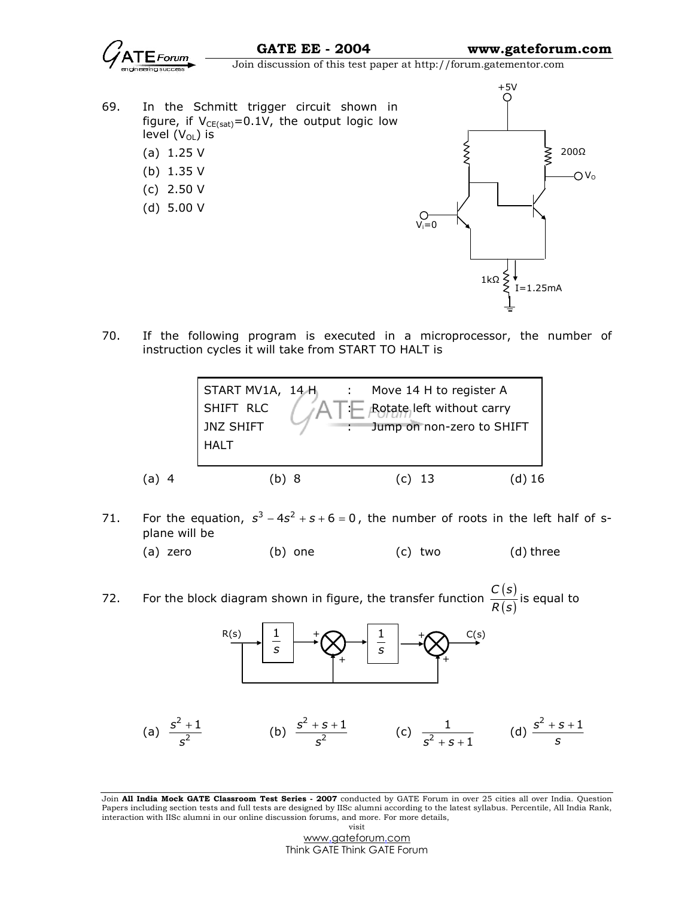69. In the Schmitt trigger circuit shown in figure, if $V_{CE(sat)}=0.1V$, the output logic low level ($V_{OL}$) is

(a) 1.25 V

(b) 1.35 V

(c) 2.50 V

(d) 5.00 V

70. If the following program is executed in a microprocessor, the number of instruction cycles it will take from START TO HALT is

| | | |
|---|---|---|
| START MV1A, 14 H | : | Move 14 H to register A |
| SHIFT RLC | : | Rotate left without carry |
| JNZ SHIFT | : | Jump on non-zero to SHIFT |
| HALT | | |

(a) 4 (b) 8 (c) 13 (d) 16

71. For the equation, $s^3 - 4s^2 + s + 6 = 0$, the number of roots in the left half of s-plane will be

(a) zero (b) one (c) two (d) three

72. For the block diagram shown in figure, the transfer function $\frac{C(s)}{R(s)}$ is equal to

(a) $\frac{s^2+1}{s^2}$ (b) $\frac{s^2+s+1}{s^2}$ (c) $\frac{1}{s^2+s+1}$ (d) $\frac{s^2+s+1}{s}$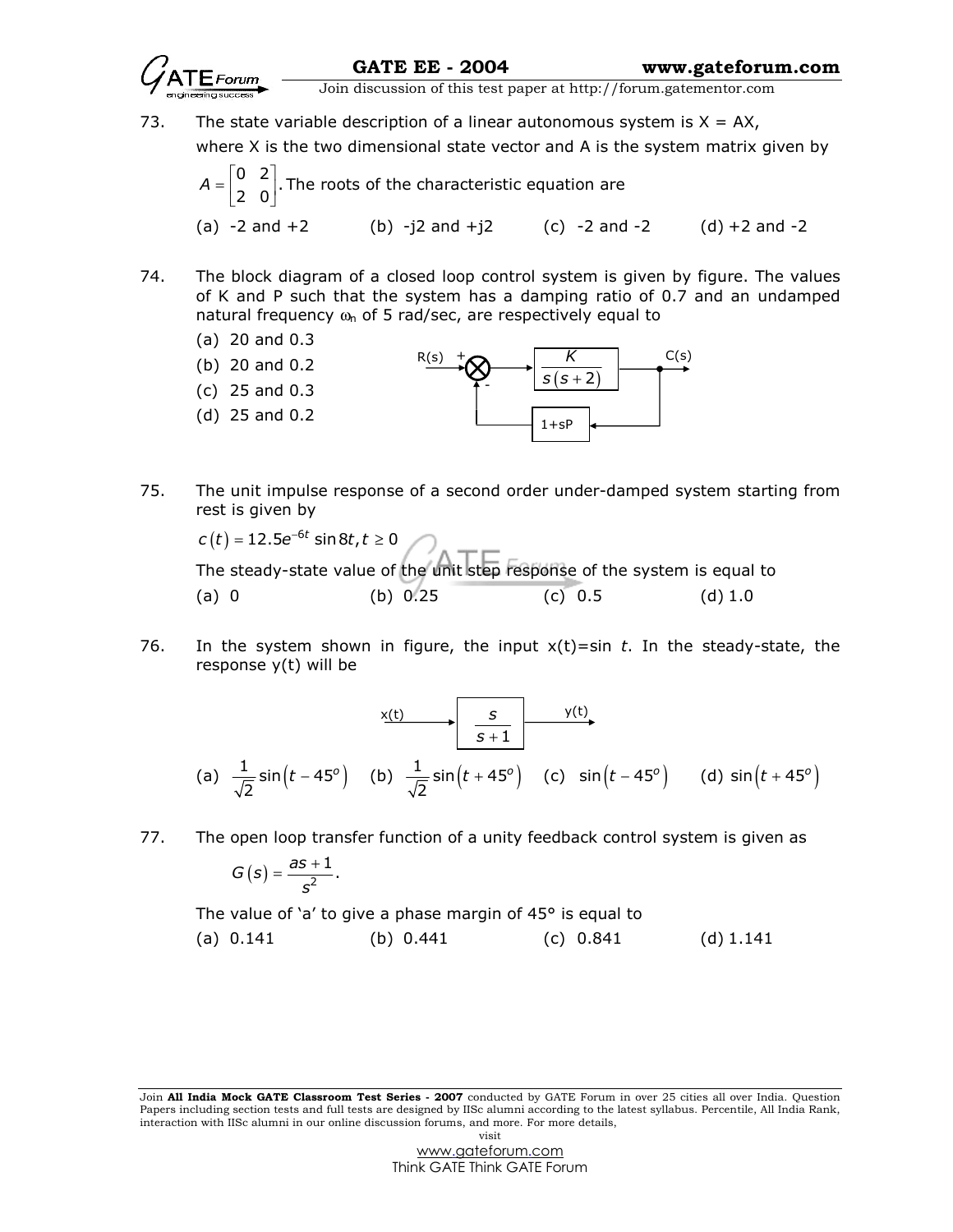73. The state variable description of a linear autonomous system is X = AX, where X is the two dimensional state vector and A is the system matrix given by $A = \begin{bmatrix} 0 & 2 \\ 2 & 0 \end{bmatrix}$. The roots of the characteristic equation are

 (a) -2 and +2 (b) -j2 and +j2 (c) -2 and -2 (d) +2 and -2

74. The block diagram of a closed loop control system is given by figure. The values of K and P such that the system has a damping ratio of 0.7 and an undamped natural frequency $\omega_n$ of 5 rad/sec, are respectively equal to

 (a) 20 and 0.3
 (b) 20 and 0.2
 (c) 25 and 0.3
 (d) 25 and 0.2

 R(s) → (+) ⊗ (−) → $\frac{K}{s(s+2)}$ → C(s); feedback path: 1+sP

75. The unit impulse response of a second order under-damped system starting from rest is given by

 $c(t) = 12.5e^{-6t} \sin 8t, t \geq 0$

 The steady-state value of the unit step response of the system is equal to

 (a) 0 (b) 0.25 (c) 0.5 (d) 1.0

76. In the system shown in figure, the input x(t)=sin *t*. In the steady-state, the response y(t) will be

 x(t) → $\frac{s}{s+1}$ → y(t)

 (a) $\frac{1}{\sqrt{2}} \sin(t - 45^o)$ (b) $\frac{1}{\sqrt{2}} \sin(t + 45^o)$ (c) $\sin(t - 45^o)$ (d) $\sin(t + 45^o)$

77. The open loop transfer function of a unity feedback control system is given as

 $G(s) = \frac{as+1}{s^2}$.

 The value of 'a' to give a phase margin of 45° is equal to

 (a) 0.141 (b) 0.441 (c) 0.841 (d) 1.141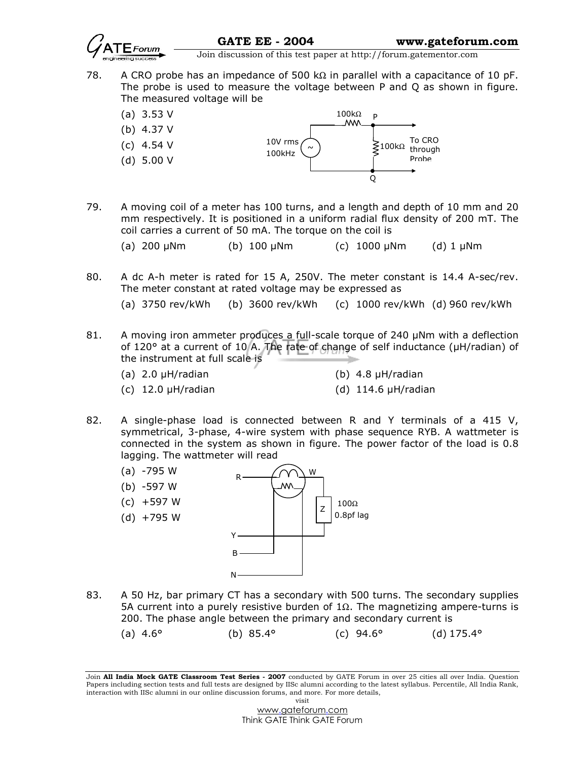78. A CRO probe has an impedance of 500 kΩ in parallel with a capacitance of 10 pF. The probe is used to measure the voltage between P and Q as shown in figure. The measured voltage will be

(a) 3.53 V

(b) 4.37 V

(c) 4.54 V

(d) 5.00 V

79. A moving coil of a meter has 100 turns, and a length and depth of 10 mm and 20 mm respectively. It is positioned in a uniform radial flux density of 200 mT. The coil carries a current of 50 mA. The torque on the coil is

(a) 200 μNm (b) 100 μNm (c) 1000 μNm (d) 1 μNm

80. A dc A-h meter is rated for 15 A, 250V. The meter constant is 14.4 A-sec/rev. The meter constant at rated voltage may be expressed as

(a) 3750 rev/kWh (b) 3600 rev/kWh (c) 1000 rev/kWh (d) 960 rev/kWh

81. A moving iron ammeter produces a full-scale torque of 240 μNm with a deflection of 120° at a current of 10 A. The rate of change of self inductance (μH/radian) of the instrument at full scale is

(a) 2.0 μH/radian

(b) 4.8 μH/radian

(c) 12.0 μH/radian

(d) 114.6 μH/radian

82. A single-phase load is connected between R and Y terminals of a 415 V, symmetrical, 3-phase, 4-wire system with phase sequence RYB. A wattmeter is connected in the system as shown in figure. The power factor of the load is 0.8 lagging. The wattmeter will read

(a) -795 W

(b) -597 W

(c) +597 W

(d) +795 W

83. A 50 Hz, bar primary CT has a secondary with 500 turns. The secondary supplies 5A current into a purely resistive burden of 1Ω. The magnetizing ampere-turns is 200. The phase angle between the primary and secondary current is

(a) 4.6° (b) 85.4° (c) 94.6° (d) 175.4°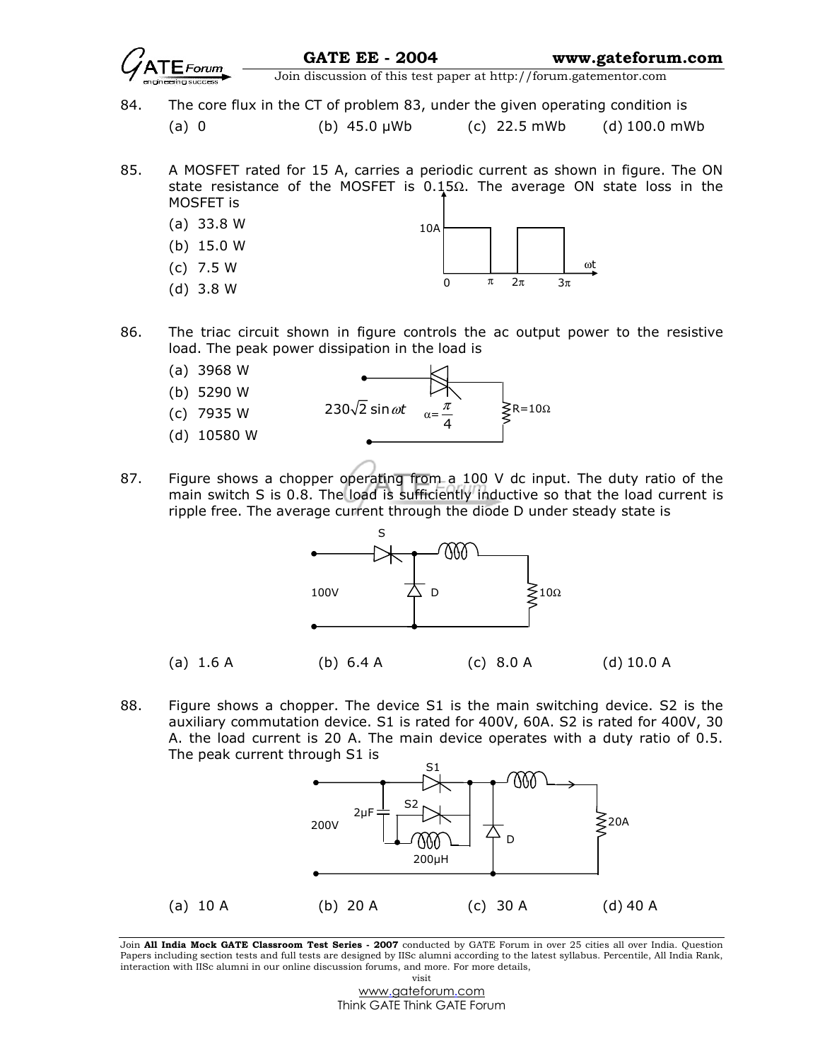84. The core flux in the CT of problem 83, under the given operating condition is

(a) 0  (b) 45.0 μWb  (c) 22.5 mWb  (d) 100.0 mWb

85. A MOSFET rated for 15 A, carries a periodic current as shown in figure. The ON state resistance of the MOSFET is 0.15Ω. The average ON state loss in the MOSFET is

(a) 33.8 W
(b) 15.0 W
(c) 7.5 W
(d) 3.8 W

86. The triac circuit shown in figure controls the ac output power to the resistive load. The peak power dissipation in the load is

(a) 3968 W
(b) 5290 W
(c) 7935 W
(d) 10580 W

$230\sqrt{2}\sin\omega t$, $\alpha = \frac{\pi}{4}$, R=10Ω

87. Figure shows a chopper operating from a 100 V dc input. The duty ratio of the main switch S is 0.8. The load is sufficiently inductive so that the load current is ripple free. The average current through the diode D under steady state is

(a) 1.6 A  (b) 6.4 A  (c) 8.0 A  (d) 10.0 A

88. Figure shows a chopper. The device S1 is the main switching device. S2 is the auxiliary commutation device. S1 is rated for 400V, 60A. S2 is rated for 400V, 30 A. the load current is 20 A. The main device operates with a duty ratio of 0.5. The peak current through S1 is

(a) 10 A  (b) 20 A  (c) 30 A  (d) 40 A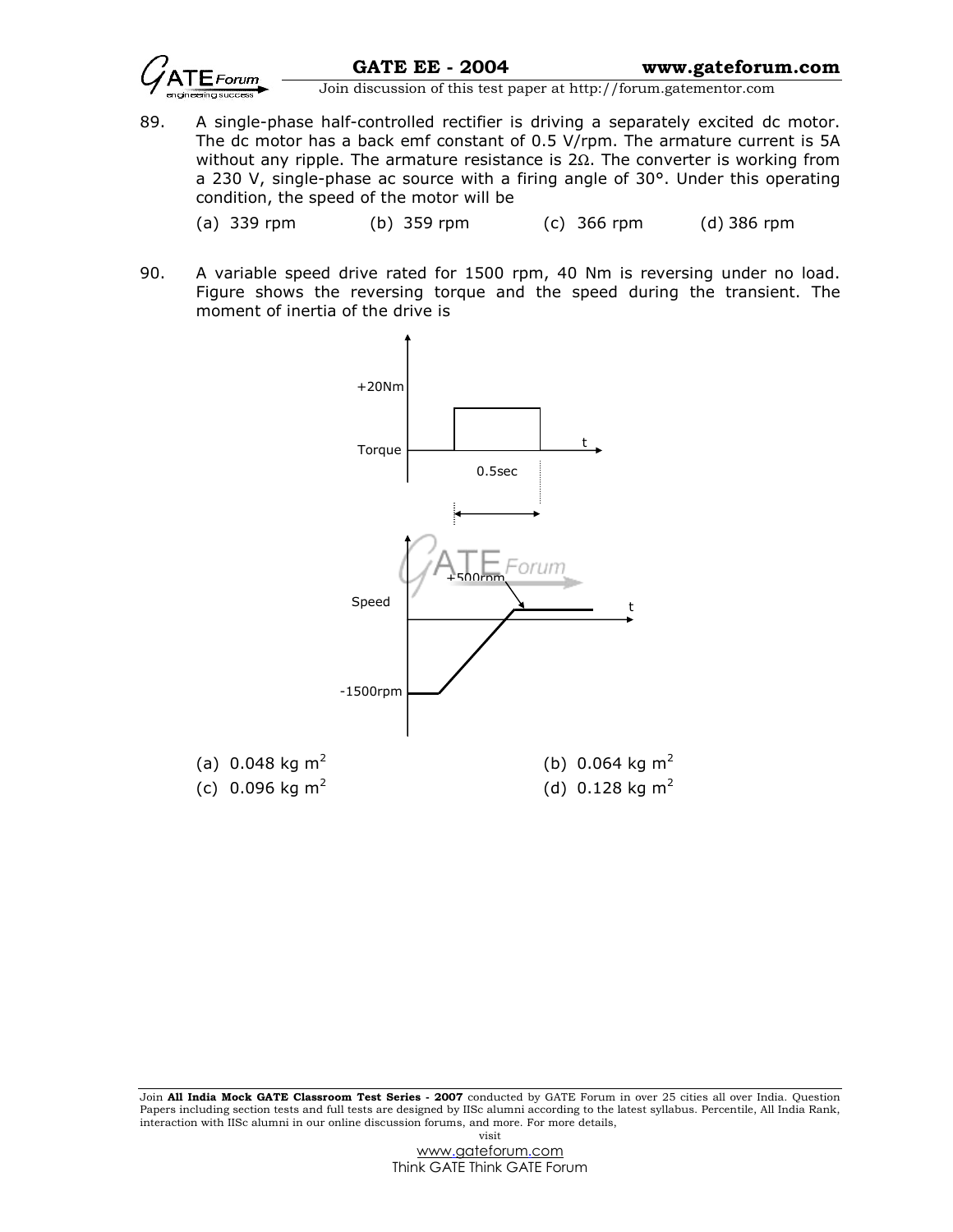89. A single-phase half-controlled rectifier is driving a separately excited dc motor. The dc motor has a back emf constant of 0.5 V/rpm. The armature current is 5A without any ripple. The armature resistance is 2Ω. The converter is working from a 230 V, single-phase ac source with a firing angle of 30°. Under this operating condition, the speed of the motor will be

(a) 339 rpm (b) 359 rpm (c) 366 rpm (d) 386 rpm

90. A variable speed drive rated for 1500 rpm, 40 Nm is reversing under no load. Figure shows the reversing torque and the speed during the transient. The moment of inertia of the drive is

+20Nm

Torque

t

0.5sec

+500rpm

Speed

t

-1500rpm

(a) $0.048 \text{ kg m}^2$ (b) $0.064 \text{ kg m}^2$

(c) $0.096 \text{ kg m}^2$ (d) $0.128 \text{ kg m}^2$